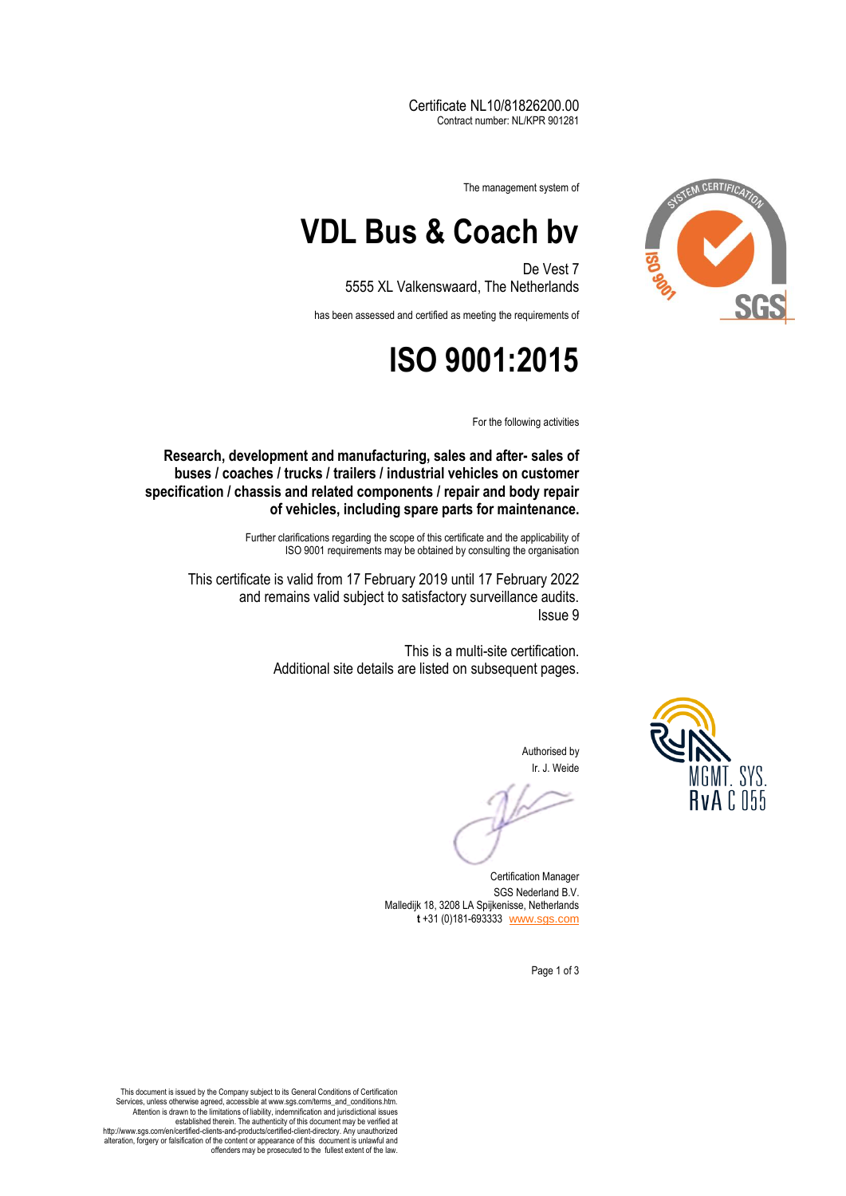Certificate NL10/81826200.00
Contract number: NL/KPR 901281

The management system of

# VDL Bus & Coach bv

De Vest 7
5555 XL Valkenswaard, The Netherlands

has been assessed and certified as meeting the requirements of

# ISO 9001:2015

For the following activities

**Research, development and manufacturing, sales and after- sales of buses / coaches / trucks / trailers / industrial vehicles on customer specification / chassis and related components / repair and body repair of vehicles, including spare parts for maintenance.**

Further clarifications regarding the scope of this certificate and the applicability of ISO 9001 requirements may be obtained by consulting the organisation

This certificate is valid from 17 February 2019 until 17 February 2022 and remains valid subject to satisfactory surveillance audits.
Issue 9

This is a multi-site certification.
Additional site details are listed on subsequent pages.

Authorised by
Ir. J. Weide

Certification Manager
SGS Nederland B.V.
Malledijk 18, 3208 LA Spijkenisse, Netherlands
**t** +31 (0)181-693333 www.sgs.com

MGMT. SYS.
RvA C 055

This document is issued by the Company subject to its General Conditions of Certification Services, unless otherwise agreed, accessible at www.sgs.com/terms_and_conditions.htm. Attention is drawn to the limitations of liability, indemnification and jurisdictional issues established therein. The authenticity of this document may be verified at http://www.sgs.com/en/certified-clients-and-products/certified-client-directory. Any unauthorized alteration, forgery or falsification of the content or appearance of this document is unlawful and offenders may be prosecuted to the fullest extent of the law.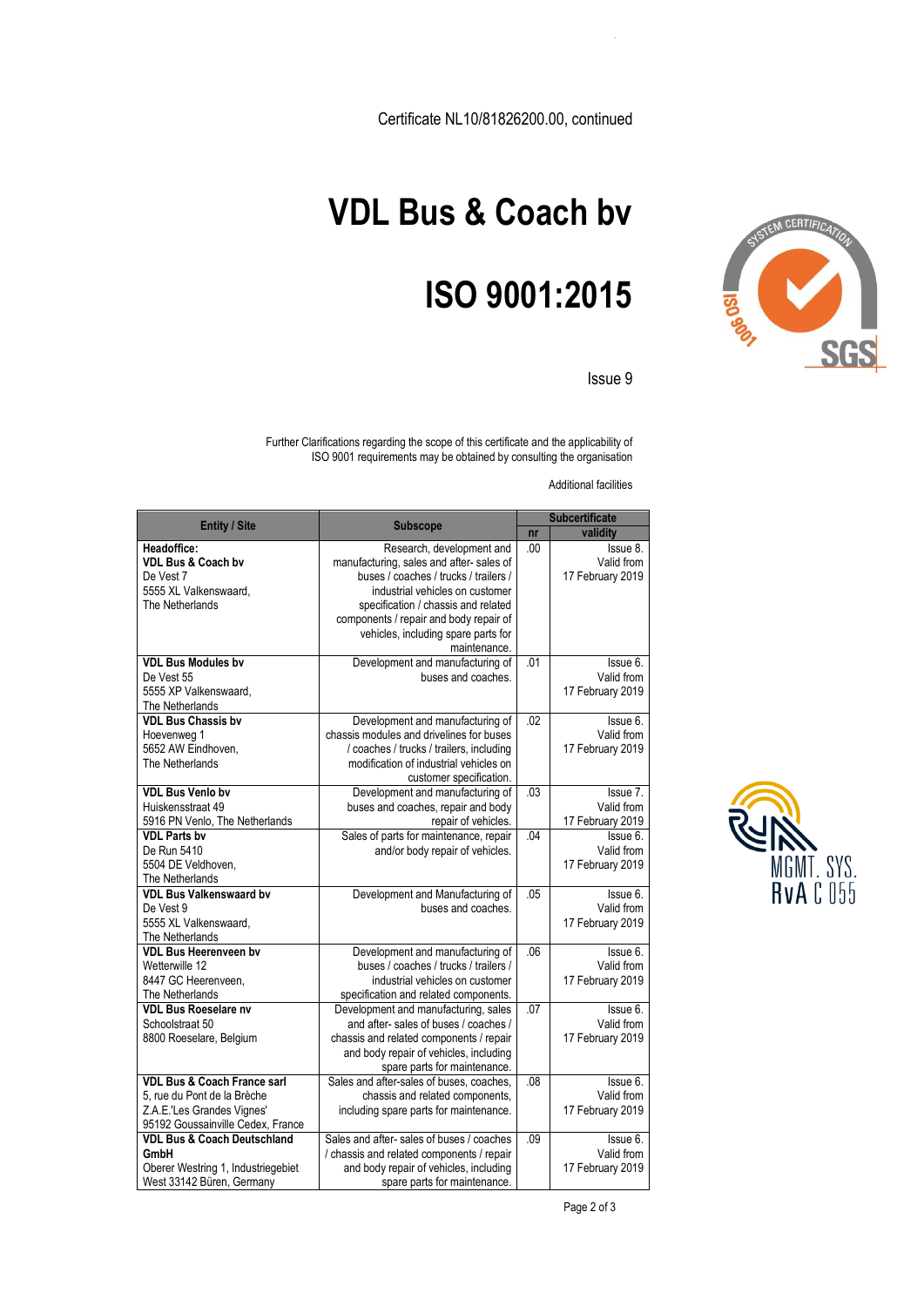Certificate NL10/81826200.00, continued

# VDL Bus & Coach bv

# ISO 9001:2015

Issue 9

Further Clarifications regarding the scope of this certificate and the applicability of ISO 9001 requirements may be obtained by consulting the organisation

Additional facilities

| Entity / Site | Subscope | Subcertificate | |
|---|---|---|---|
| | | nr | validity |
| **Headoffice:** **VDL Bus & Coach bv** De Vest 7 5555 XL Valkenswaard, The Netherlands | Research, development and manufacturing, sales and after- sales of buses / coaches / trucks / trailers / industrial vehicles on customer specification / chassis and related components / repair and body repair of vehicles, including spare parts for maintenance. | .00 | Issue 8. Valid from 17 February 2019 |
| **VDL Bus Modules bv** De Vest 55 5555 XP Valkenswaard, The Netherlands | Development and manufacturing of buses and coaches. | .01 | Issue 6. Valid from 17 February 2019 |
| **VDL Bus Chassis bv** Hoevenweg 1 5652 AW Eindhoven, The Netherlands | Development and manufacturing of chassis modules and drivelines for buses / coaches / trucks / trailers, including modification of industrial vehicles on customer specification. | .02 | Issue 6. Valid from 17 February 2019 |
| **VDL Bus Venlo bv** Huiskensstraat 49 5916 PN Venlo, The Netherlands | Development and manufacturing of buses and coaches, repair and body repair of vehicles. | .03 | Issue 7. Valid from 17 February 2019 |
| **VDL Parts bv** De Run 5410 5504 DE Veldhoven, The Netherlands | Sales of parts for maintenance, repair and/or body repair of vehicles. | .04 | Issue 6. Valid from 17 February 2019 |
| **VDL Bus Valkenswaard bv** De Vest 9 5555 XL Valkenswaard, The Netherlands | Development and Manufacturing of buses and coaches. | .05 | Issue 6. Valid from 17 February 2019 |
| **VDL Bus Heerenveen bv** Wetterwille 12 8447 GC Heerenveen, The Netherlands | Development and manufacturing of buses / coaches / trucks / trailers / industrial vehicles on customer specification and related components. | .06 | Issue 6. Valid from 17 February 2019 |
| **VDL Bus Roeselare nv** Schoolstraat 50 8800 Roeselare, Belgium | Development and manufacturing, sales and after- sales of buses / coaches / chassis and related components / repair and body repair of vehicles, including spare parts for maintenance. | .07 | Issue 6. Valid from 17 February 2019 |
| **VDL Bus & Coach France sarl** 5, rue du Pont de la Brèche Z.A.E.'Les Grandes Vignes' 95192 Goussainville Cedex, France | Sales and after-sales of buses, coaches, chassis and related components, including spare parts for maintenance. | .08 | Issue 6. Valid from 17 February 2019 |
| **VDL Bus & Coach Deutschland GmbH** Oberer Westring 1, Industriegebiet West 33142 Büren, Germany | Sales and after- sales of buses / coaches / chassis and related components / repair and body repair of vehicles, including spare parts for maintenance. | .09 | Issue 6. Valid from 17 February 2019 |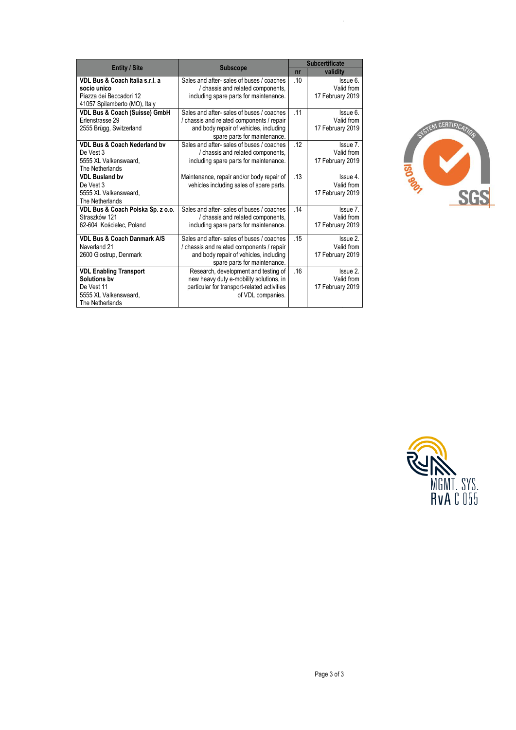| Entity / Site | Subscope | Subcertificate | |
|---|---|---|---|
| | | nr | validity |
| **VDL Bus & Coach Italia s.r.l. a socio unico**<br>Piazza dei Beccadori 12<br>41057 Spilamberto (MO), Italy | Sales and after- sales of buses / coaches / chassis and related components, including spare parts for maintenance. | .10 | Issue 6.<br>Valid from<br>17 February 2019 |
| **VDL Bus & Coach (Suisse) GmbH**<br>Erlenstrasse 29<br>2555 Brügg, Switzerland | Sales and after- sales of buses / coaches / chassis and related components / repair and body repair of vehicles, including spare parts for maintenance. | .11 | Issue 6.<br>Valid from<br>17 February 2019 |
| **VDL Bus & Coach Nederland bv**<br>De Vest 3<br>5555 XL Valkenswaard,<br>The Netherlands | Sales and after- sales of buses / coaches / chassis and related components, including spare parts for maintenance. | .12 | Issue 7.<br>Valid from<br>17 February 2019 |
| **VDL Busland bv**<br>De Vest 3<br>5555 XL Valkenswaard,<br>The Netherlands | Maintenance, repair and/or body repair of vehicles including sales of spare parts. | .13 | Issue 4.<br>Valid from<br>17 February 2019 |
| **VDL Bus & Coach Polska Sp. z o.o.**<br>Straszków 121<br>62-604 Kościelec, Poland | Sales and after- sales of buses / coaches / chassis and related components, including spare parts for maintenance. | .14 | Issue 7.<br>Valid from<br>17 February 2019 |
| **VDL Bus & Coach Danmark A/S**<br>Naverland 21<br>2600 Glostrup, Denmark | Sales and after- sales of buses / coaches / chassis and related components / repair and body repair of vehicles, including spare parts for maintenance. | .15 | Issue 2.<br>Valid from<br>17 February 2019 |
| **VDL Enabling Transport Solutions bv**<br>De Vest 11<br>5555 XL Valkenswaard,<br>The Netherlands | Research, development and testing of new heavy duty e-mobility solutions, in particular for transport-related activities of VDL companies. | .16 | Issue 2.<br>Valid from<br>17 February 2019 |

SYSTEM CERTIFICATION
ISO 9001
SGS

MGMT. SYS.
RvA C 055